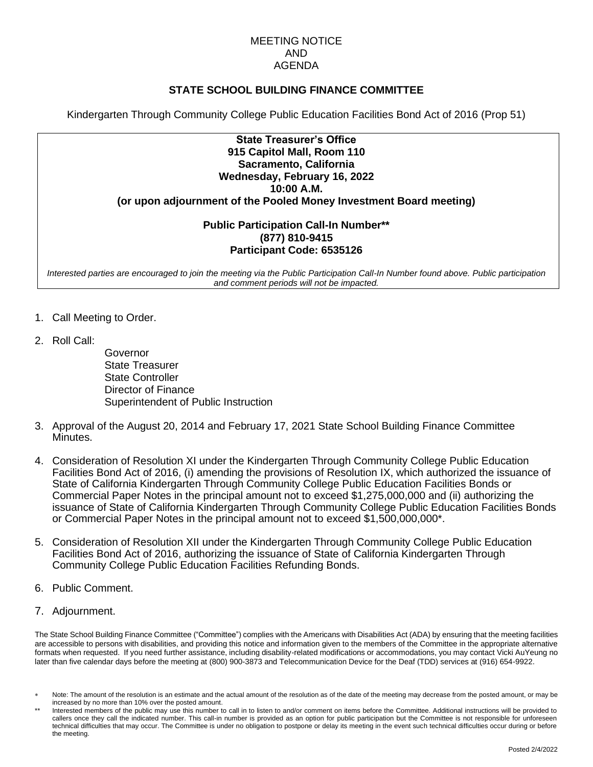# MEETING NOTICE AND AGENDA

## STATE SCHOOL BUILDING FINANCE COMMITTEE

Kindergarten Through Community College Public Education Facilities Bond Act of 2016 (Prop 51)

**State Treasurer's Office**
**915 Capitol Mall, Room 110**
**Sacramento, California**
**Wednesday, February 16, 2022**
**10:00 A.M.**
**(or upon adjournment of the Pooled Money Investment Board meeting)**

**Public Participation Call-In Number****
**(877) 810-9415**
**Participant Code: 6535126**

*Interested parties are encouraged to join the meeting via the Public Participation Call-In Number found above. Public participation and comment periods will not be impacted.*

1. Call Meeting to Order.
2. Roll Call:
   - Governor
   - State Treasurer
   - State Controller
   - Director of Finance
   - Superintendent of Public Instruction
3. Approval of the August 20, 2014 and February 17, 2021 State School Building Finance Committee Minutes.
4. Consideration of Resolution XI under the Kindergarten Through Community College Public Education Facilities Bond Act of 2016, (i) amending the provisions of Resolution IX, which authorized the issuance of State of California Kindergarten Through Community College Public Education Facilities Bonds or Commercial Paper Notes in the principal amount not to exceed $1,275,000,000 and (ii) authorizing the issuance of State of California Kindergarten Through Community College Public Education Facilities Bonds or Commercial Paper Notes in the principal amount not to exceed $1,500,000,000*.
5. Consideration of Resolution XII under the Kindergarten Through Community College Public Education Facilities Bond Act of 2016, authorizing the issuance of State of California Kindergarten Through Community College Public Education Facilities Refunding Bonds.
6. Public Comment.
7. Adjournment.

The State School Building Finance Committee ("Committee") complies with the Americans with Disabilities Act (ADA) by ensuring that the meeting facilities are accessible to persons with disabilities, and providing this notice and information given to the members of the Committee in the appropriate alternative formats when requested. If you need further assistance, including disability-related modifications or accommodations, you may contact Vicki AuYeung no later than five calendar days before the meeting at (800) 900-3873 and Telecommunication Device for the Deaf (TDD) services at (916) 654-9922.

\* Note: The amount of the resolution is an estimate and the actual amount of the resolution as of the date of the meeting may decrease from the posted amount, or may be increased by no more than 10% over the posted amount.

\*\* Interested members of the public may use this number to call in to listen to and/or comment on items before the Committee. Additional instructions will be provided to callers once they call the indicated number. This call-in number is provided as an option for public participation but the Committee is not responsible for unforeseen technical difficulties that may occur. The Committee is under no obligation to postpone or delay its meeting in the event such technical difficulties occur during or before the meeting.

Posted 2/4/2022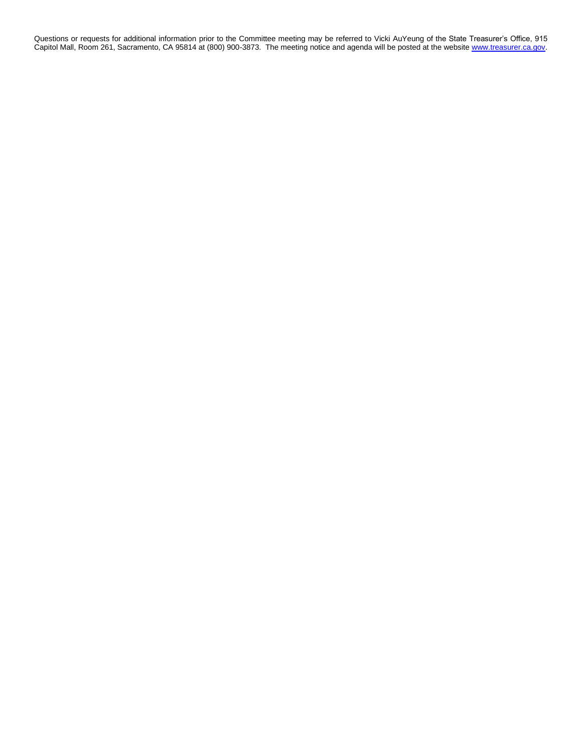Questions or requests for additional information prior to the Committee meeting may be referred to Vicki AuYeung of the State Treasurer's Office, 915 Capitol Mall, Room 261, Sacramento, CA 95814 at (800) 900-3873. The meeting notice and agenda will be posted at the website [www.treasurer.ca.gov](http://www.treasurer.ca.gov).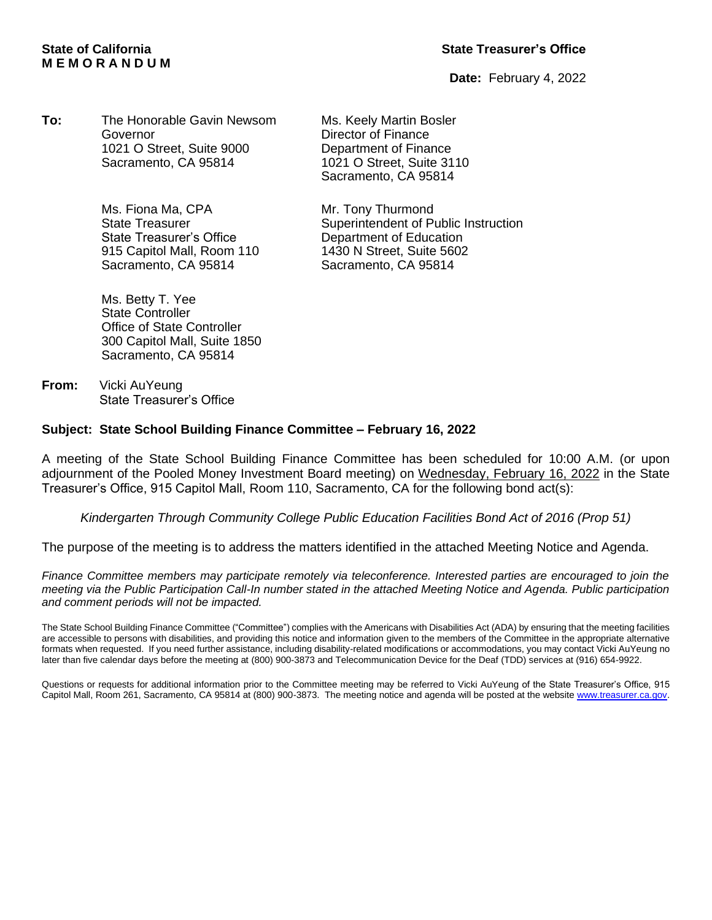**State of California**
**M E M O R A N D U M**

**State Treasurer's Office**

**Date:** February 4, 2022

**To:**

The Honorable Gavin Newsom
Governor
1021 O Street, Suite 9000
Sacramento, CA 95814

Ms. Keely Martin Bosler
Director of Finance
Department of Finance
1021 O Street, Suite 3110
Sacramento, CA 95814

Ms. Fiona Ma, CPA
State Treasurer
State Treasurer's Office
915 Capitol Mall, Room 110
Sacramento, CA 95814

Mr. Tony Thurmond
Superintendent of Public Instruction
Department of Education
1430 N Street, Suite 5602
Sacramento, CA 95814

Ms. Betty T. Yee
State Controller
Office of State Controller
300 Capitol Mall, Suite 1850
Sacramento, CA 95814

**From:** Vicki AuYeung
State Treasurer's Office

**Subject: State School Building Finance Committee – February 16, 2022**

A meeting of the State School Building Finance Committee has been scheduled for 10:00 A.M. (or upon adjournment of the Pooled Money Investment Board meeting) on Wednesday, February 16, 2022 in the State Treasurer's Office, 915 Capitol Mall, Room 110, Sacramento, CA for the following bond act(s):

*Kindergarten Through Community College Public Education Facilities Bond Act of 2016 (Prop 51)*

The purpose of the meeting is to address the matters identified in the attached Meeting Notice and Agenda.

*Finance Committee members may participate remotely via teleconference. Interested parties are encouraged to join the meeting via the Public Participation Call-In number stated in the attached Meeting Notice and Agenda. Public participation and comment periods will not be impacted.*

The State School Building Finance Committee ("Committee") complies with the Americans with Disabilities Act (ADA) by ensuring that the meeting facilities are accessible to persons with disabilities, and providing this notice and information given to the members of the Committee in the appropriate alternative formats when requested. If you need further assistance, including disability-related modifications or accommodations, you may contact Vicki AuYeung no later than five calendar days before the meeting at (800) 900-3873 and Telecommunication Device for the Deaf (TDD) services at (916) 654-9922.

Questions or requests for additional information prior to the Committee meeting may be referred to Vicki AuYeung of the State Treasurer's Office, 915 Capitol Mall, Room 261, Sacramento, CA 95814 at (800) 900-3873. The meeting notice and agenda will be posted at the website www.treasurer.ca.gov.